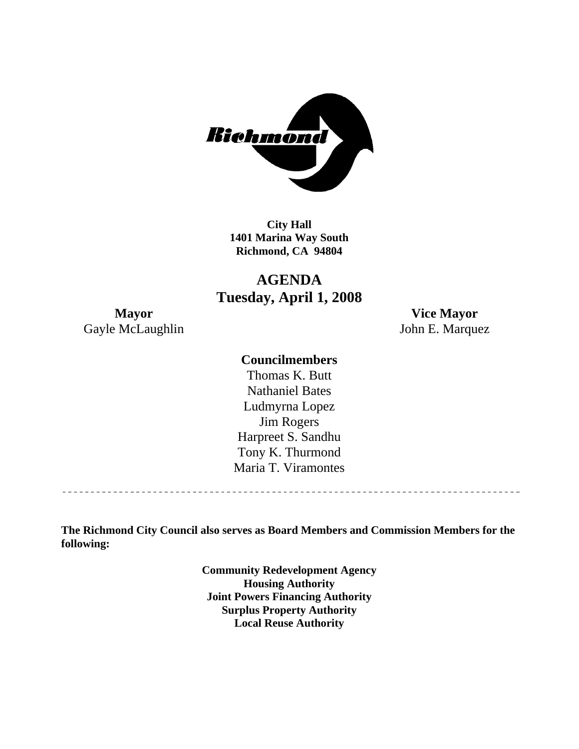**City Hall**
**1401 Marina Way South**
**Richmond, CA 94804**

# AGENDA
## Tuesday, April 1, 2008

**Mayor**
Gayle McLaughlin

**Vice Mayor**
John E. Marquez

**Councilmembers**

Thomas K. Butt
Nathaniel Bates
Ludmyrna Lopez
Jim Rogers
Harpreet S. Sandhu
Tony K. Thurmond
Maria T. Viramontes

---

**The Richmond City Council also serves as Board Members and Commission Members for the following:**

**Community Redevelopment Agency**
**Housing Authority**
**Joint Powers Financing Authority**
**Surplus Property Authority**
**Local Reuse Authority**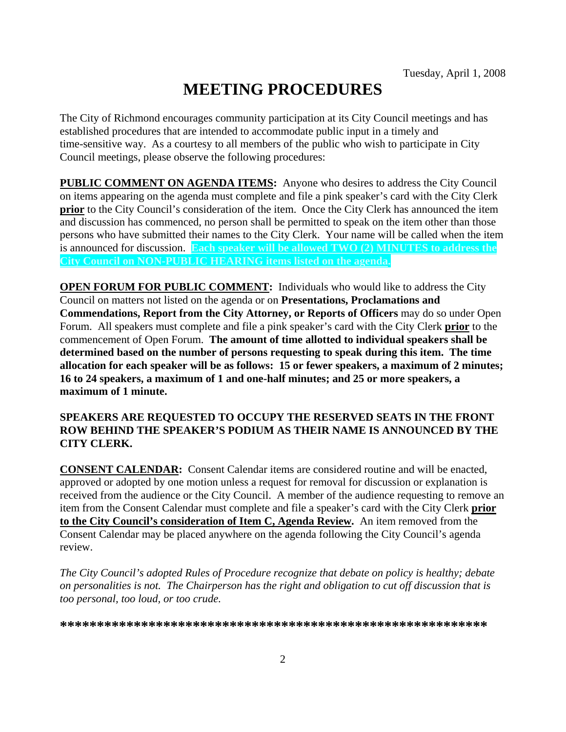Tuesday, April 1, 2008

# MEETING PROCEDURES

The City of Richmond encourages community participation at its City Council meetings and has established procedures that are intended to accommodate public input in a timely and time-sensitive way. As a courtesy to all members of the public who wish to participate in City Council meetings, please observe the following procedures:

**PUBLIC COMMENT ON AGENDA ITEMS:** Anyone who desires to address the City Council on items appearing on the agenda must complete and file a pink speaker's card with the City Clerk **prior** to the City Council's consideration of the item. Once the City Clerk has announced the item and discussion has commenced, no person shall be permitted to speak on the item other than those persons who have submitted their names to the City Clerk. Your name will be called when the item is announced for discussion. **Each speaker will be allowed TWO (2) MINUTES to address the City Council on NON-PUBLIC HEARING items listed on the agenda.**

**OPEN FORUM FOR PUBLIC COMMENT:** Individuals who would like to address the City Council on matters not listed on the agenda or on **Presentations, Proclamations and Commendations, Report from the City Attorney, or Reports of Officers** may do so under Open Forum. All speakers must complete and file a pink speaker's card with the City Clerk **prior** to the commencement of Open Forum. **The amount of time allotted to individual speakers shall be determined based on the number of persons requesting to speak during this item. The time allocation for each speaker will be as follows: 15 or fewer speakers, a maximum of 2 minutes; 16 to 24 speakers, a maximum of 1 and one-half minutes; and 25 or more speakers, a maximum of 1 minute.**

**SPEAKERS ARE REQUESTED TO OCCUPY THE RESERVED SEATS IN THE FRONT ROW BEHIND THE SPEAKER'S PODIUM AS THEIR NAME IS ANNOUNCED BY THE CITY CLERK.**

**CONSENT CALENDAR:** Consent Calendar items are considered routine and will be enacted, approved or adopted by one motion unless a request for removal for discussion or explanation is received from the audience or the City Council. A member of the audience requesting to remove an item from the Consent Calendar must complete and file a speaker's card with the City Clerk **prior to the City Council's consideration of Item C, Agenda Review.** An item removed from the Consent Calendar may be placed anywhere on the agenda following the City Council's agenda review.

*The City Council's adopted Rules of Procedure recognize that debate on policy is healthy; debate on personalities is not. The Chairperson has the right and obligation to cut off discussion that is too personal, too loud, or too crude.*

**\*\*\*\*\*\*\*\*\*\*\*\*\*\*\*\*\*\*\*\*\*\*\*\*\*\*\*\*\*\*\*\*\*\*\*\*\*\*\*\*\*\*\*\*\*\*\*\*\*\*\*\*\*\*\*\*\*\***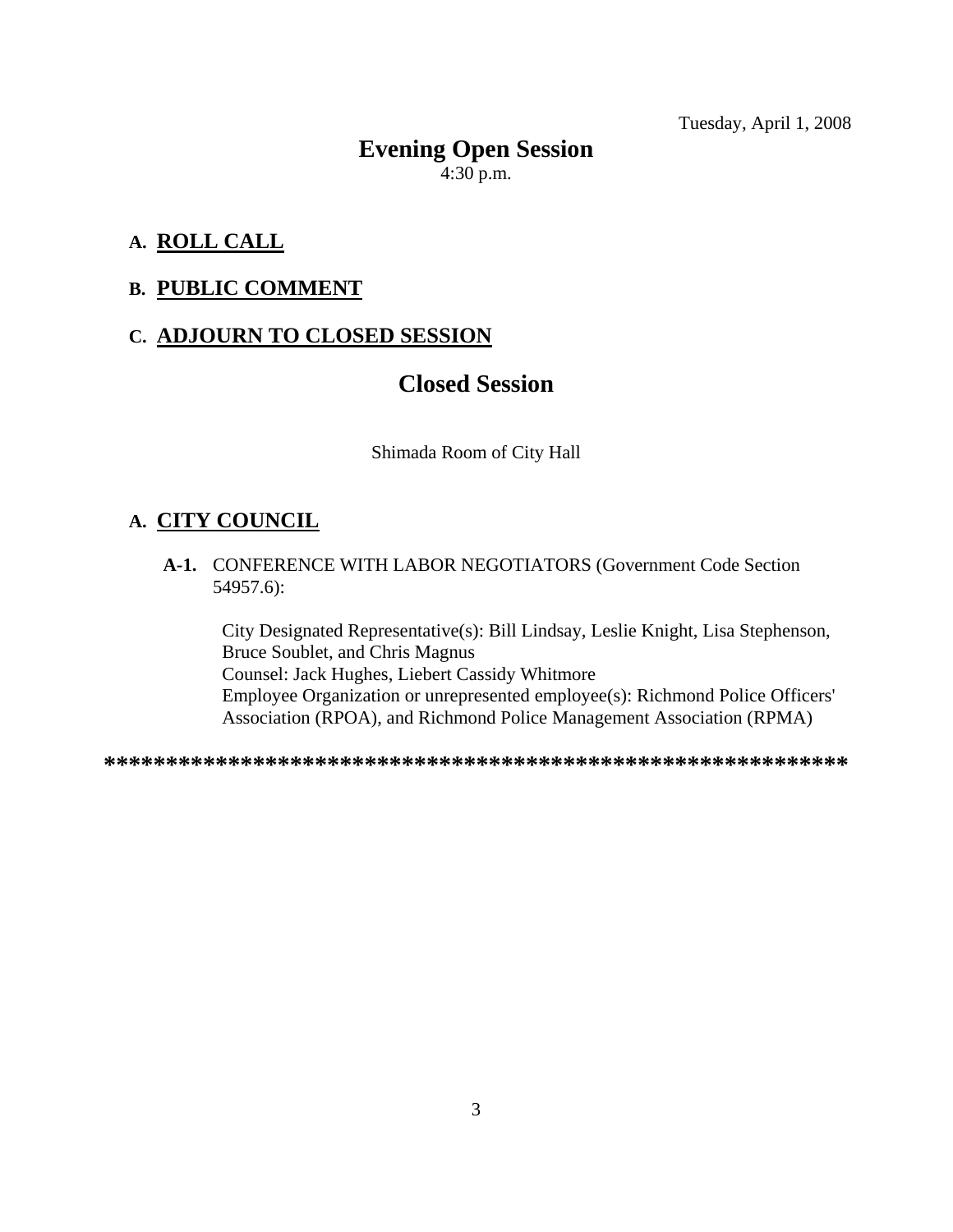Tuesday, April 1, 2008

# Evening Open Session

4:30 p.m.

## A. <u>ROLL CALL</u>

## B. <u>PUBLIC COMMENT</u>

## C. <u>ADJOURN TO CLOSED SESSION</u>

# Closed Session

Shimada Room of City Hall

## A. <u>CITY COUNCIL</u>

**A-1.** CONFERENCE WITH LABOR NEGOTIATORS (Government Code Section 54957.6):

City Designated Representative(s): Bill Lindsay, Leslie Knight, Lisa Stephenson, Bruce Soublet, and Chris Magnus
Counsel: Jack Hughes, Liebert Cassidy Whitmore
Employee Organization or unrepresented employee(s): Richmond Police Officers' Association (RPOA), and Richmond Police Management Association (RPMA)

**************************************************************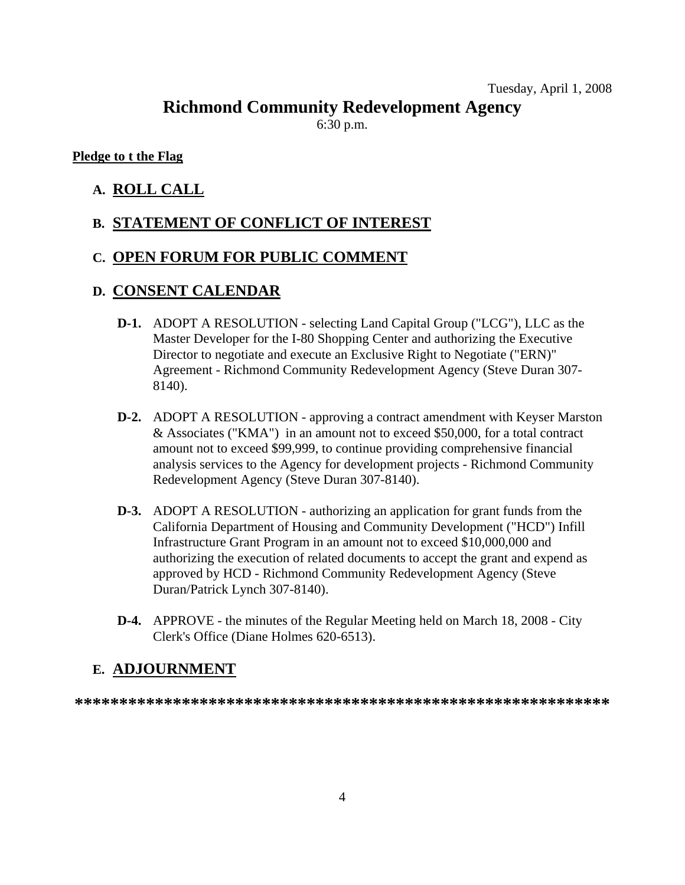Tuesday, April 1, 2008

# Richmond Community Redevelopment Agency

6:30 p.m.

**Pledge to t the Flag**

## A. ROLL CALL

## B. STATEMENT OF CONFLICT OF INTEREST

## C. OPEN FORUM FOR PUBLIC COMMENT

## D. CONSENT CALENDAR

**D-1.** ADOPT A RESOLUTION - selecting Land Capital Group ("LCG"), LLC as the Master Developer for the I-80 Shopping Center and authorizing the Executive Director to negotiate and execute an Exclusive Right to Negotiate ("ERN)" Agreement - Richmond Community Redevelopment Agency (Steve Duran 307-8140).

**D-2.** ADOPT A RESOLUTION - approving a contract amendment with Keyser Marston & Associates ("KMA") in an amount not to exceed $50,000, for a total contract amount not to exceed $99,999, to continue providing comprehensive financial analysis services to the Agency for development projects - Richmond Community Redevelopment Agency (Steve Duran 307-8140).

**D-3.** ADOPT A RESOLUTION - authorizing an application for grant funds from the California Department of Housing and Community Development ("HCD") Infill Infrastructure Grant Program in an amount not to exceed $10,000,000 and authorizing the execution of related documents to accept the grant and expend as approved by HCD - Richmond Community Redevelopment Agency (Steve Duran/Patrick Lynch 307-8140).

**D-4.** APPROVE - the minutes of the Regular Meeting held on March 18, 2008 - City Clerk's Office (Diane Holmes 620-6513).

## E. ADJOURNMENT

**************************************************************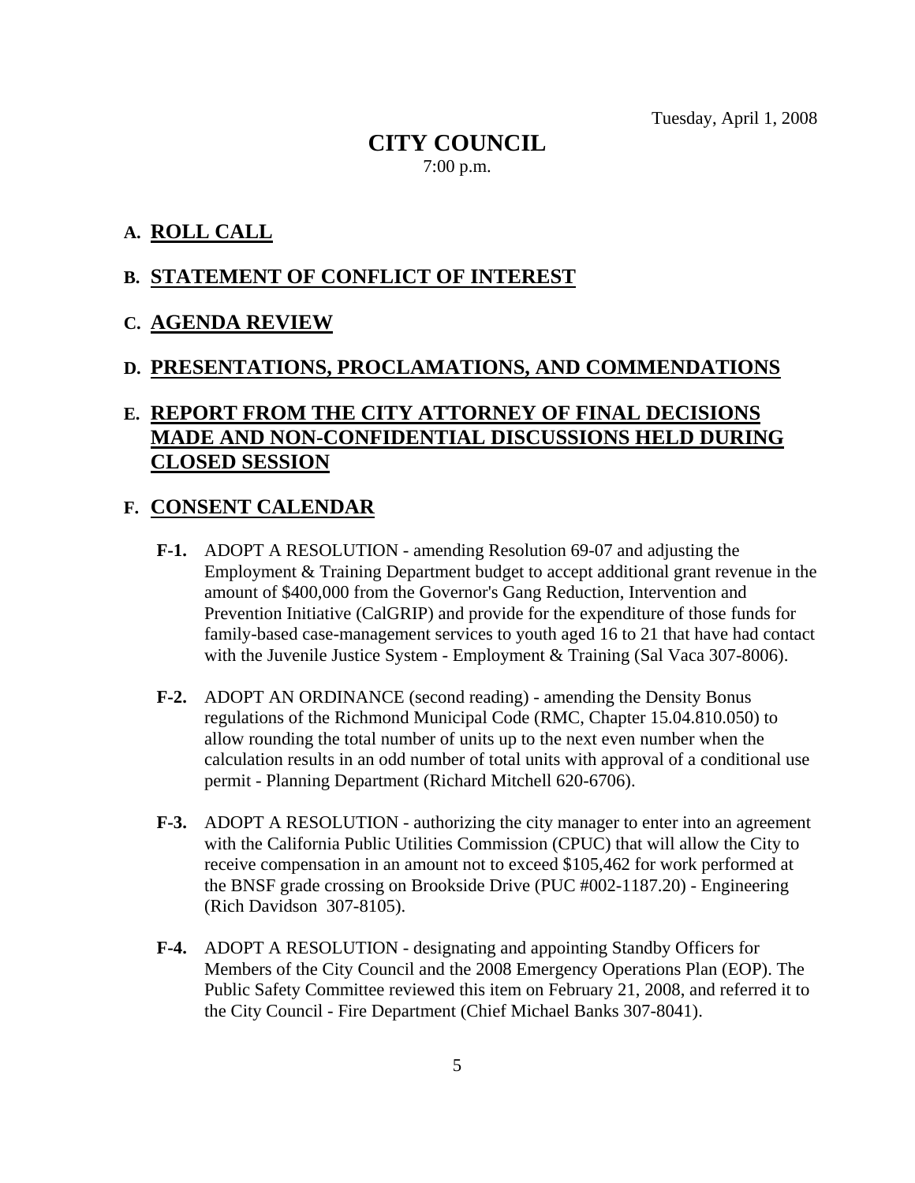Tuesday, April 1, 2008

# CITY COUNCIL

7:00 p.m.

## A. ROLL CALL

## B. STATEMENT OF CONFLICT OF INTEREST

## C. AGENDA REVIEW

## D. PRESENTATIONS, PROCLAMATIONS, AND COMMENDATIONS

## E. REPORT FROM THE CITY ATTORNEY OF FINAL DECISIONS MADE AND NON-CONFIDENTIAL DISCUSSIONS HELD DURING CLOSED SESSION

## F. CONSENT CALENDAR

**F-1.** ADOPT A RESOLUTION - amending Resolution 69-07 and adjusting the Employment & Training Department budget to accept additional grant revenue in the amount of $400,000 from the Governor's Gang Reduction, Intervention and Prevention Initiative (CalGRIP) and provide for the expenditure of those funds for family-based case-management services to youth aged 16 to 21 that have had contact with the Juvenile Justice System - Employment & Training (Sal Vaca 307-8006).

**F-2.** ADOPT AN ORDINANCE (second reading) - amending the Density Bonus regulations of the Richmond Municipal Code (RMC, Chapter 15.04.810.050) to allow rounding the total number of units up to the next even number when the calculation results in an odd number of total units with approval of a conditional use permit - Planning Department (Richard Mitchell 620-6706).

**F-3.** ADOPT A RESOLUTION - authorizing the city manager to enter into an agreement with the California Public Utilities Commission (CPUC) that will allow the City to receive compensation in an amount not to exceed $105,462 for work performed at the BNSF grade crossing on Brookside Drive (PUC #002-1187.20) - Engineering (Rich Davidson 307-8105).

**F-4.** ADOPT A RESOLUTION - designating and appointing Standby Officers for Members of the City Council and the 2008 Emergency Operations Plan (EOP). The Public Safety Committee reviewed this item on February 21, 2008, and referred it to the City Council - Fire Department (Chief Michael Banks 307-8041).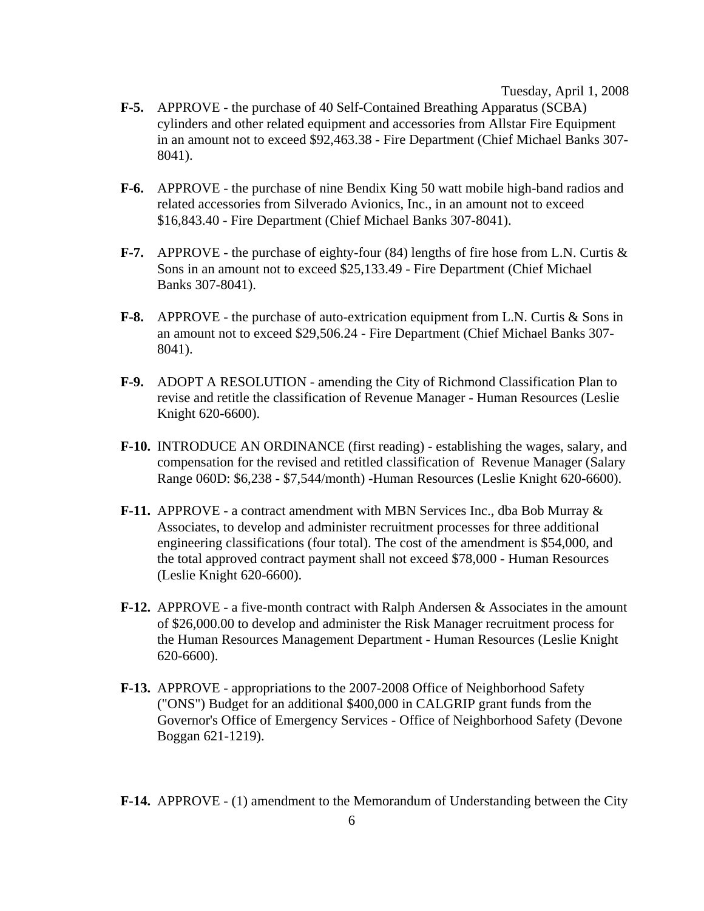Tuesday, April 1, 2008

**F-5.** APPROVE - the purchase of 40 Self-Contained Breathing Apparatus (SCBA) cylinders and other related equipment and accessories from Allstar Fire Equipment in an amount not to exceed $92,463.38 - Fire Department (Chief Michael Banks 307-8041).

**F-6.** APPROVE - the purchase of nine Bendix King 50 watt mobile high-band radios and related accessories from Silverado Avionics, Inc., in an amount not to exceed $16,843.40 - Fire Department (Chief Michael Banks 307-8041).

**F-7.** APPROVE - the purchase of eighty-four (84) lengths of fire hose from L.N. Curtis & Sons in an amount not to exceed $25,133.49 - Fire Department (Chief Michael Banks 307-8041).

**F-8.** APPROVE - the purchase of auto-extrication equipment from L.N. Curtis & Sons in an amount not to exceed $29,506.24 - Fire Department (Chief Michael Banks 307-8041).

**F-9.** ADOPT A RESOLUTION - amending the City of Richmond Classification Plan to revise and retitle the classification of Revenue Manager - Human Resources (Leslie Knight 620-6600).

**F-10.** INTRODUCE AN ORDINANCE (first reading) - establishing the wages, salary, and compensation for the revised and retitled classification of Revenue Manager (Salary Range 060D: $6,238 - $7,544/month) -Human Resources (Leslie Knight 620-6600).

**F-11.** APPROVE - a contract amendment with MBN Services Inc., dba Bob Murray & Associates, to develop and administer recruitment processes for three additional engineering classifications (four total). The cost of the amendment is $54,000, and the total approved contract payment shall not exceed $78,000 - Human Resources (Leslie Knight 620-6600).

**F-12.** APPROVE - a five-month contract with Ralph Andersen & Associates in the amount of $26,000.00 to develop and administer the Risk Manager recruitment process for the Human Resources Management Department - Human Resources (Leslie Knight 620-6600).

**F-13.** APPROVE - appropriations to the 2007-2008 Office of Neighborhood Safety ("ONS") Budget for an additional $400,000 in CALGRIP grant funds from the Governor's Office of Emergency Services - Office of Neighborhood Safety (Devone Boggan 621-1219).

**F-14.** APPROVE - (1) amendment to the Memorandum of Understanding between the City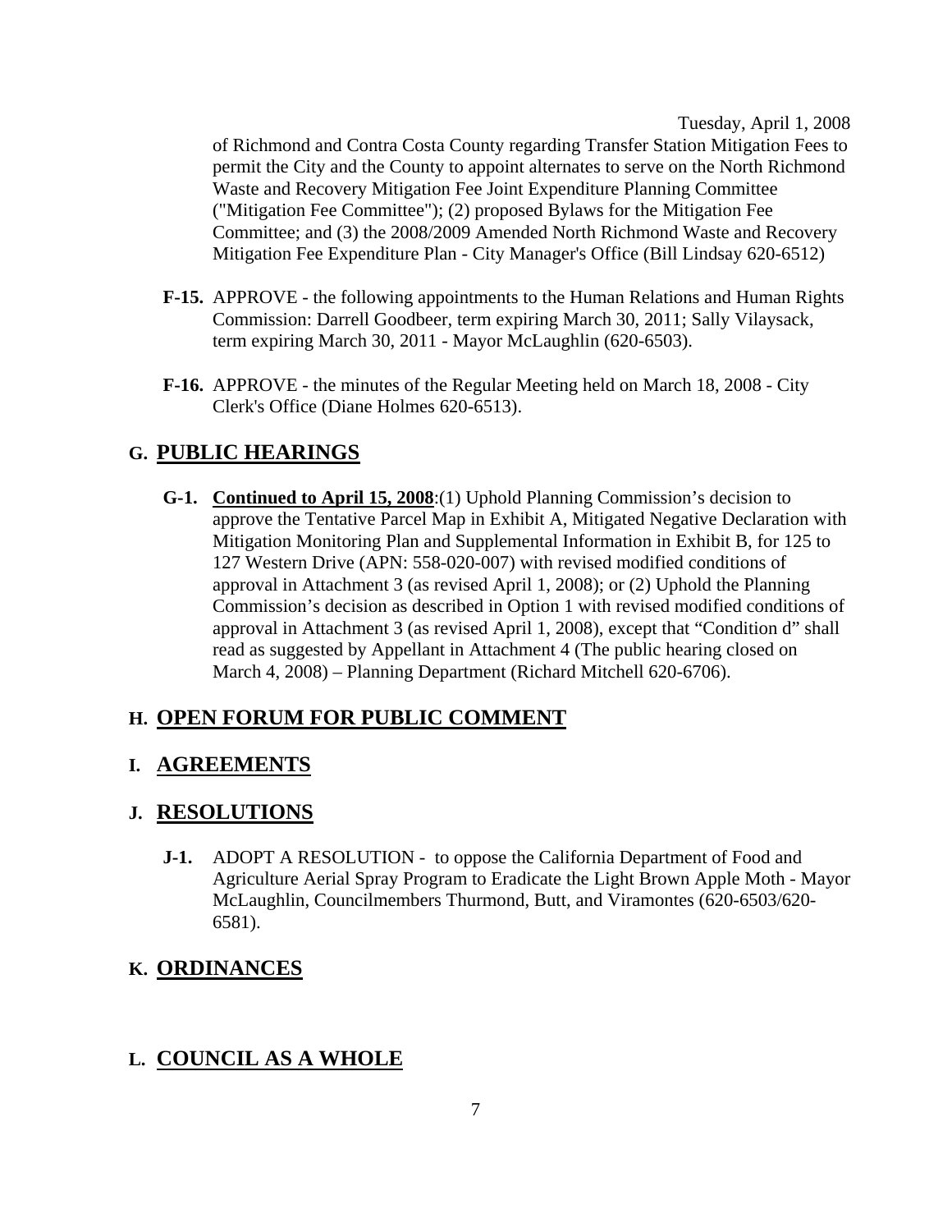of Richmond and Contra Costa County regarding Transfer Station Mitigation Fees to permit the City and the County to appoint alternates to serve on the North Richmond Waste and Recovery Mitigation Fee Joint Expenditure Planning Committee ("Mitigation Fee Committee"); (2) proposed Bylaws for the Mitigation Fee Committee; and (3) the 2008/2009 Amended North Richmond Waste and Recovery Mitigation Fee Expenditure Plan - City Manager's Office (Bill Lindsay 620-6512)

**F-15.** APPROVE - the following appointments to the Human Relations and Human Rights Commission: Darrell Goodbeer, term expiring March 30, 2011; Sally Vilaysack, term expiring March 30, 2011 - Mayor McLaughlin (620-6503).

**F-16.** APPROVE - the minutes of the Regular Meeting held on March 18, 2008 - City Clerk's Office (Diane Holmes 620-6513).

## G. PUBLIC HEARINGS

**G-1.** **Continued to April 15, 2008**:(1) Uphold Planning Commission's decision to approve the Tentative Parcel Map in Exhibit A, Mitigated Negative Declaration with Mitigation Monitoring Plan and Supplemental Information in Exhibit B, for 125 to 127 Western Drive (APN: 558-020-007) with revised modified conditions of approval in Attachment 3 (as revised April 1, 2008); or (2) Uphold the Planning Commission's decision as described in Option 1 with revised modified conditions of approval in Attachment 3 (as revised April 1, 2008), except that "Condition d" shall read as suggested by Appellant in Attachment 4 (The public hearing closed on March 4, 2008) – Planning Department (Richard Mitchell 620-6706).

## H. OPEN FORUM FOR PUBLIC COMMENT

## I. AGREEMENTS

## J. RESOLUTIONS

**J-1.** ADOPT A RESOLUTION - to oppose the California Department of Food and Agriculture Aerial Spray Program to Eradicate the Light Brown Apple Moth - Mayor McLaughlin, Councilmembers Thurmond, Butt, and Viramontes (620-6503/620-6581).

## K. ORDINANCES

## L. COUNCIL AS A WHOLE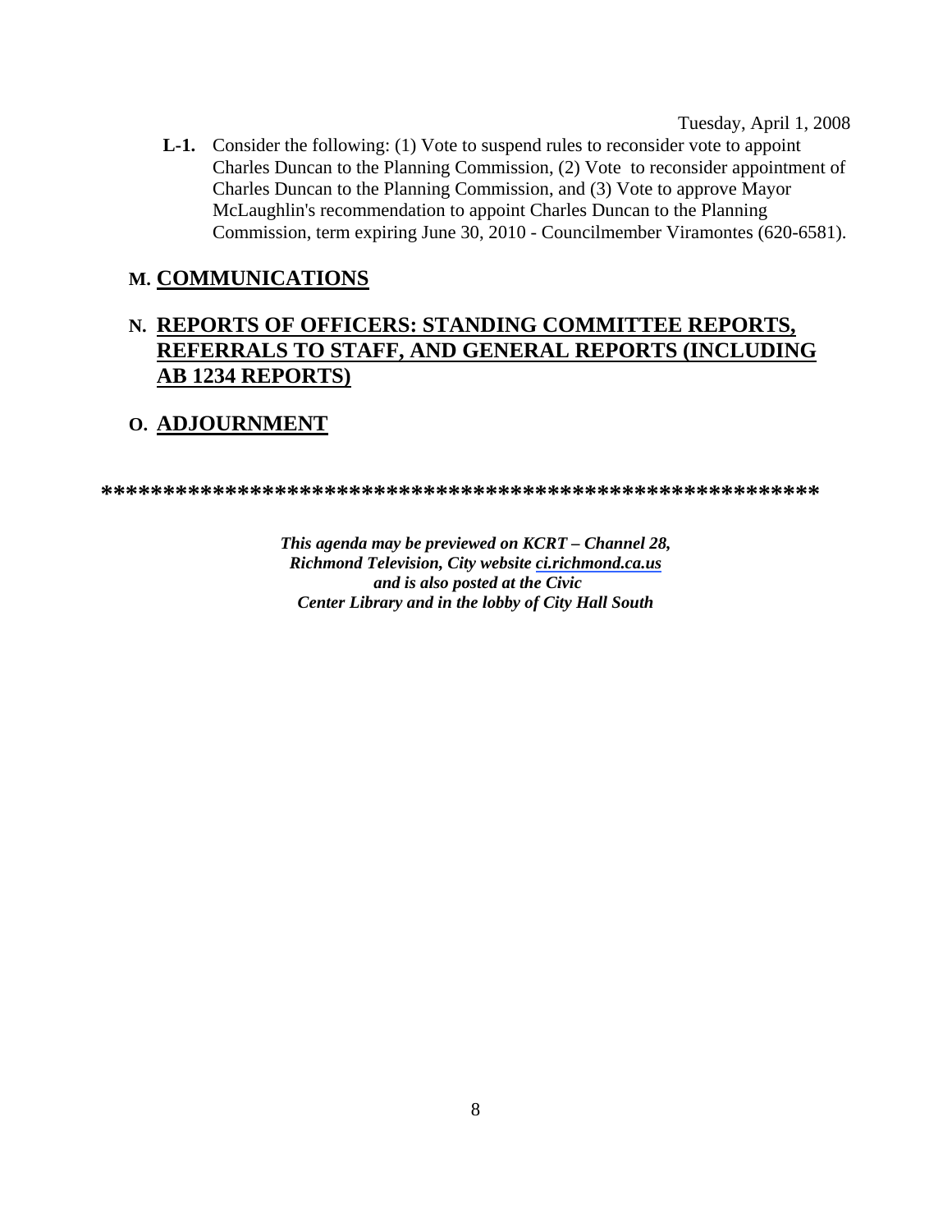Tuesday, April 1, 2008

**L-1.** Consider the following: (1) Vote to suspend rules to reconsider vote to appoint Charles Duncan to the Planning Commission, (2) Vote to reconsider appointment of Charles Duncan to the Planning Commission, and (3) Vote to approve Mayor McLaughlin's recommendation to appoint Charles Duncan to the Planning Commission, term expiring June 30, 2010 - Councilmember Viramontes (620-6581).

## M. COMMUNICATIONS

## N. REPORTS OF OFFICERS: STANDING COMMITTEE REPORTS, REFERRALS TO STAFF, AND GENERAL REPORTS (INCLUDING AB 1234 REPORTS)

## O. ADJOURNMENT

**************************************************************

***This agenda may be previewed on KCRT – Channel 28, Richmond Television, City website ci.richmond.ca.us and is also posted at the Civic Center Library and in the lobby of City Hall South***